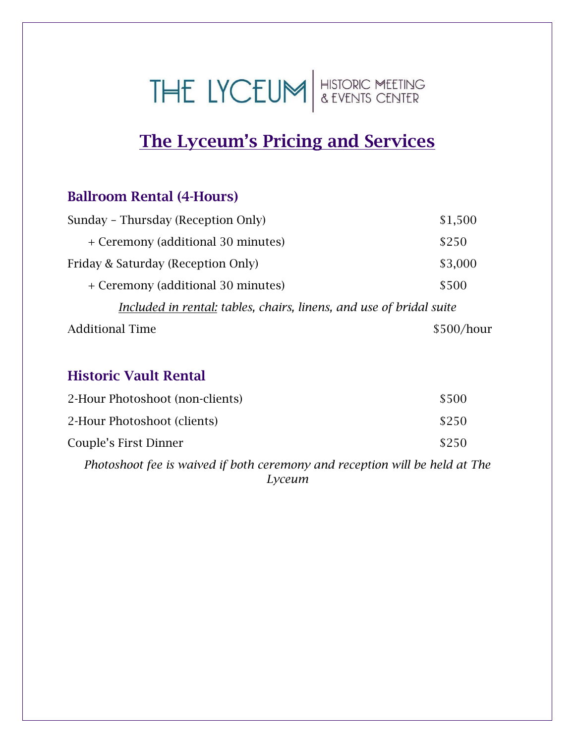# THE LYCEUM | HISTORIC MEETING & EVENTS CENTER

## The Lyceum's Pricing and Services

### Ballroom Rental (4-Hours)

| | |
|---|---|
| Sunday – Thursday (Reception Only) | $1,500 |
| + Ceremony (additional 30 minutes) | $250 |
| Friday & Saturday (Reception Only) | $3,000 |
| + Ceremony (additional 30 minutes) | $500 |

*Included in rental: tables, chairs, linens, and use of bridal suite*

| | |
|---|---|
| Additional Time | $500/hour |

### Historic Vault Rental

| | |
|---|---|
| 2-Hour Photoshoot (non-clients) | $500 |
| 2-Hour Photoshoot (clients) | $250 |
| Couple's First Dinner | $250 |

*Photoshoot fee is waived if both ceremony and reception will be held at The Lyceum*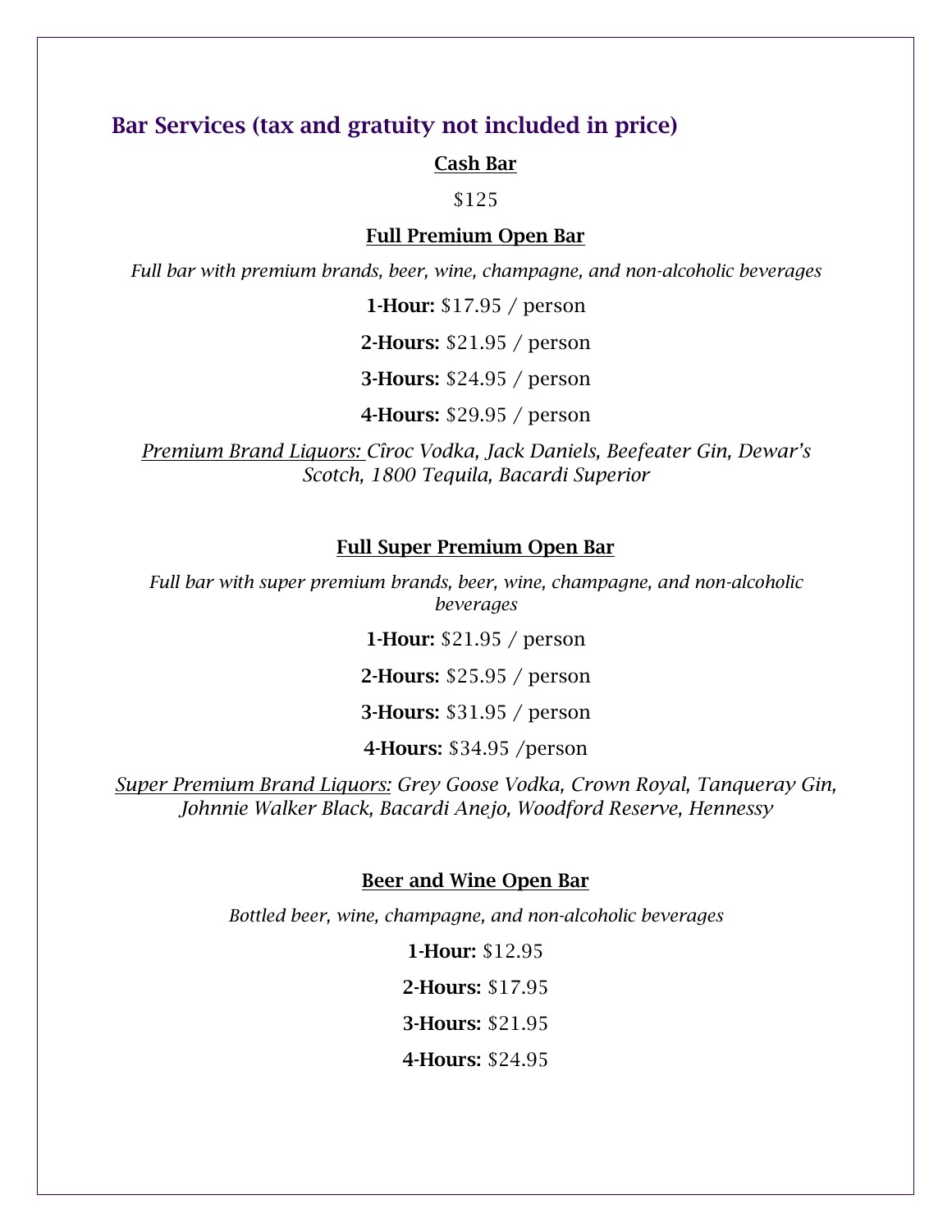## Bar Services (tax and gratuity not included in price)

### Cash Bar

$125

### Full Premium Open Bar

*Full bar with premium brands, beer, wine, champagne, and non-alcoholic beverages*

**1-Hour:** $17.95 / person

**2-Hours:** $21.95 / person

**3-Hours:** $24.95 / person

**4-Hours:** $29.95 / person

*Premium Brand Liquors: Cîroc Vodka, Jack Daniels, Beefeater Gin, Dewar's Scotch, 1800 Tequila, Bacardi Superior*

### Full Super Premium Open Bar

*Full bar with super premium brands, beer, wine, champagne, and non-alcoholic beverages*

**1-Hour:** $21.95 / person

**2-Hours:** $25.95 / person

**3-Hours:** $31.95 / person

**4-Hours:** $34.95 /person

*Super Premium Brand Liquors: Grey Goose Vodka, Crown Royal, Tanqueray Gin, Johnnie Walker Black, Bacardi Anejo, Woodford Reserve, Hennessy*

### Beer and Wine Open Bar

*Bottled beer, wine, champagne, and non-alcoholic beverages*

**1-Hour:** $12.95

**2-Hours:** $17.95

**3-Hours:** $21.95

**4-Hours:** $24.95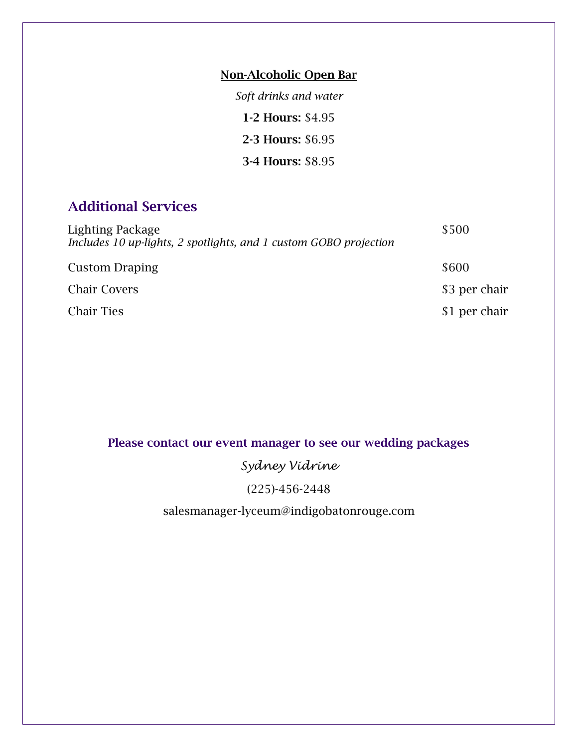**Non-Alcoholic Open Bar**

*Soft drinks and water*

**1-2 Hours:** $4.95

**2-3 Hours:** $6.95

**3-4 Hours:** $8.95

## Additional Services

| | |
|---|---|
| Lighting Package<br>*Includes 10 up-lights, 2 spotlights, and 1 custom GOBO projection* | $500 |
| Custom Draping | $600 |
| Chair Covers | $3 per chair |
| Chair Ties | $1 per chair |

**Please contact our event manager to see our wedding packages**

*Sydney Vidrine*

(225)-456-2448

salesmanager-lyceum@indigobatonrouge.com